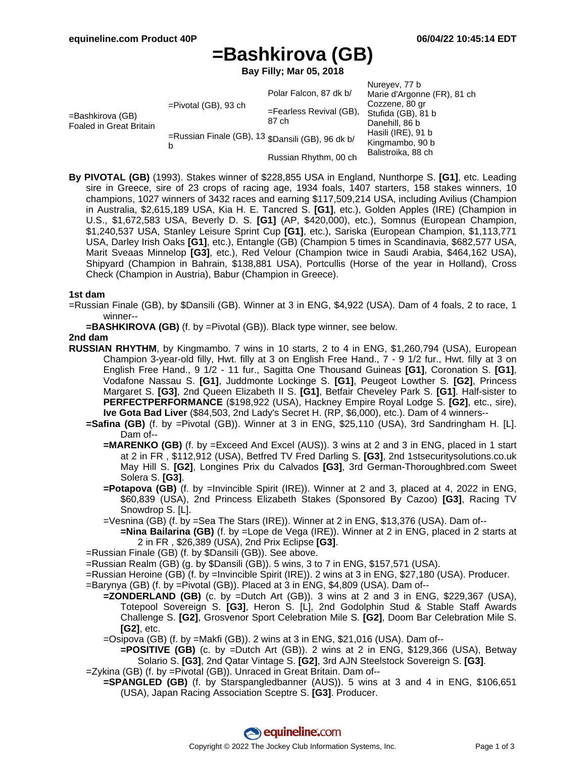# =Bashkirova (GB)

**Bay Filly; Mar 05, 2018**

| | | | |
|---|---|---|---|
| =Bashkirova (GB) Foaled in Great Britain | =Pivotal (GB), 93 ch | Polar Falcon, 87 dk b/ | Nureyev, 77 b |
| | | | Marie d'Argonne (FR), 81 ch |
| | | =Fearless Revival (GB), 87 ch | Cozzene, 80 gr |
| | | | Stufida (GB), 81 b |
| | =Russian Finale (GB), 13 b | $Dansili (GB), 96 dk b/ | Danehill, 86 b |
| | | | Hasili (IRE), 91 b |
| | | Russian Rhythm, 00 ch | Kingmambo, 90 b |
| | | | Balistroika, 88 ch |

**By PIVOTAL (GB)** (1993). Stakes winner of $228,855 USA in England, Nunthorpe S. **[G1]**, etc. Leading sire in Greece, sire of 23 crops of racing age, 1934 foals, 1407 starters, 158 stakes winners, 10 champions, 1027 winners of 3432 races and earning $117,509,214 USA, including Avilius (Champion in Australia, $2,615,189 USA, Kia H. E. Tancred S. **[G1]**, etc.), Golden Apples (IRE) (Champion in U.S., $1,672,583 USA, Beverly D. S. **[G1]** (AP, $420,000), etc.), Somnus (European Champion, $1,240,537 USA, Stanley Leisure Sprint Cup **[G1]**, etc.), Sariska (European Champion, $1,113,771 USA, Darley Irish Oaks **[G1]**, etc.), Entangle (GB) (Champion 5 times in Scandinavia, $682,577 USA, Marit Sveaas Minnelop **[G3]**, etc.), Red Velour (Champion twice in Saudi Arabia, $464,162 USA), Shipyard (Champion in Bahrain, $138,881 USA), Portcullis (Horse of the year in Holland), Cross Check (Champion in Austria), Babur (Champion in Greece).

**1st dam**

=Russian Finale (GB), by $Dansili (GB). Winner at 3 in ENG, $4,922 (USA). Dam of 4 foals, 2 to race, 1 winner--

- **=BASHKIROVA (GB)** (f. by =Pivotal (GB)). Black type winner, see below.

**2nd dam**

**RUSSIAN RHYTHM**, by Kingmambo. 7 wins in 10 starts, 2 to 4 in ENG, $1,260,794 (USA), European Champion 3-year-old filly, Hwt. filly at 3 on English Free Hand., 7 - 9 1/2 fur., Hwt. filly at 3 on English Free Hand., 9 1/2 - 11 fur., Sagitta One Thousand Guineas **[G1]**, Coronation S. **[G1]**, Vodafone Nassau S. **[G1]**, Juddmonte Lockinge S. **[G1]**, Peugeot Lowther S. **[G2]**, Princess Margaret S. **[G3]**, 2nd Queen Elizabeth II S. **[G1]**, Betfair Cheveley Park S. **[G1]**. Half-sister to **PERFECTPERFORMANCE** ($198,922 (USA), Hackney Empire Royal Lodge S. **[G2]**, etc., sire), **Ive Gota Bad Liver** ($84,503, 2nd Lady's Secret H. (RP, $6,000), etc.). Dam of 4 winners--

- **=Safina (GB)** (f. by =Pivotal (GB)). Winner at 3 in ENG, $25,110 (USA), 3rd Sandringham H. [L]. Dam of--
  - **=MARENKO (GB)** (f. by =Exceed And Excel (AUS)). 3 wins at 2 and 3 in ENG, placed in 1 start at 2 in FR , $112,912 (USA), Betfred TV Fred Darling S. **[G3]**, 2nd 1stsecuritysolutions.co.uk May Hill S. **[G2]**, Longines Prix du Calvados **[G3]**, 3rd German-Thoroughbred.com Sweet Solera S. **[G3]**.
  - **=Potapova (GB)** (f. by =Invincible Spirit (IRE)). Winner at 2 and 3, placed at 4, 2022 in ENG, $60,839 (USA), 2nd Princess Elizabeth Stakes (Sponsored By Cazoo) **[G3]**, Racing TV Snowdrop S. [L].
  - =Vesnina (GB) (f. by =Sea The Stars (IRE)). Winner at 2 in ENG, $13,376 (USA). Dam of--
    - **=Nina Bailarina (GB)** (f. by =Lope de Vega (IRE)). Winner at 2 in ENG, placed in 2 starts at 2 in FR , $26,389 (USA), 2nd Prix Eclipse **[G3]**.
- =Russian Finale (GB) (f. by $Dansili (GB)). See above.
- =Russian Realm (GB) (g. by $Dansili (GB)). 5 wins, 3 to 7 in ENG, $157,571 (USA).
- =Russian Heroine (GB) (f. by =Invincible Spirit (IRE)). 2 wins at 3 in ENG, $27,180 (USA). Producer.
- =Barynya (GB) (f. by =Pivotal (GB)). Placed at 3 in ENG, $4,809 (USA). Dam of--
  - **=ZONDERLAND (GB)** (c. by =Dutch Art (GB)). 3 wins at 2 and 3 in ENG, $229,367 (USA), Totepool Sovereign S. **[G3]**, Heron S. [L], 2nd Godolphin Stud & Stable Staff Awards Challenge S. **[G2]**, Grosvenor Sport Celebration Mile S. **[G2]**, Doom Bar Celebration Mile S. **[G2]**, etc.
  - =Osipova (GB) (f. by =Makfi (GB)). 2 wins at 3 in ENG, $21,016 (USA). Dam of--
    - **=POSITIVE (GB)** (c. by =Dutch Art (GB)). 2 wins at 2 in ENG, $129,366 (USA), Betway Solario S. **[G3]**, 2nd Qatar Vintage S. **[G2]**, 3rd AJN Steelstock Sovereign S. **[G3]**.
- =Zykina (GB) (f. by =Pivotal (GB)). Unraced in Great Britain. Dam of--
  - **=SPANGLED (GB)** (f. by Starspangledbanner (AUS)). 5 wins at 3 and 4 in ENG, $106,651 (USA), Japan Racing Association Sceptre S. **[G3]**. Producer.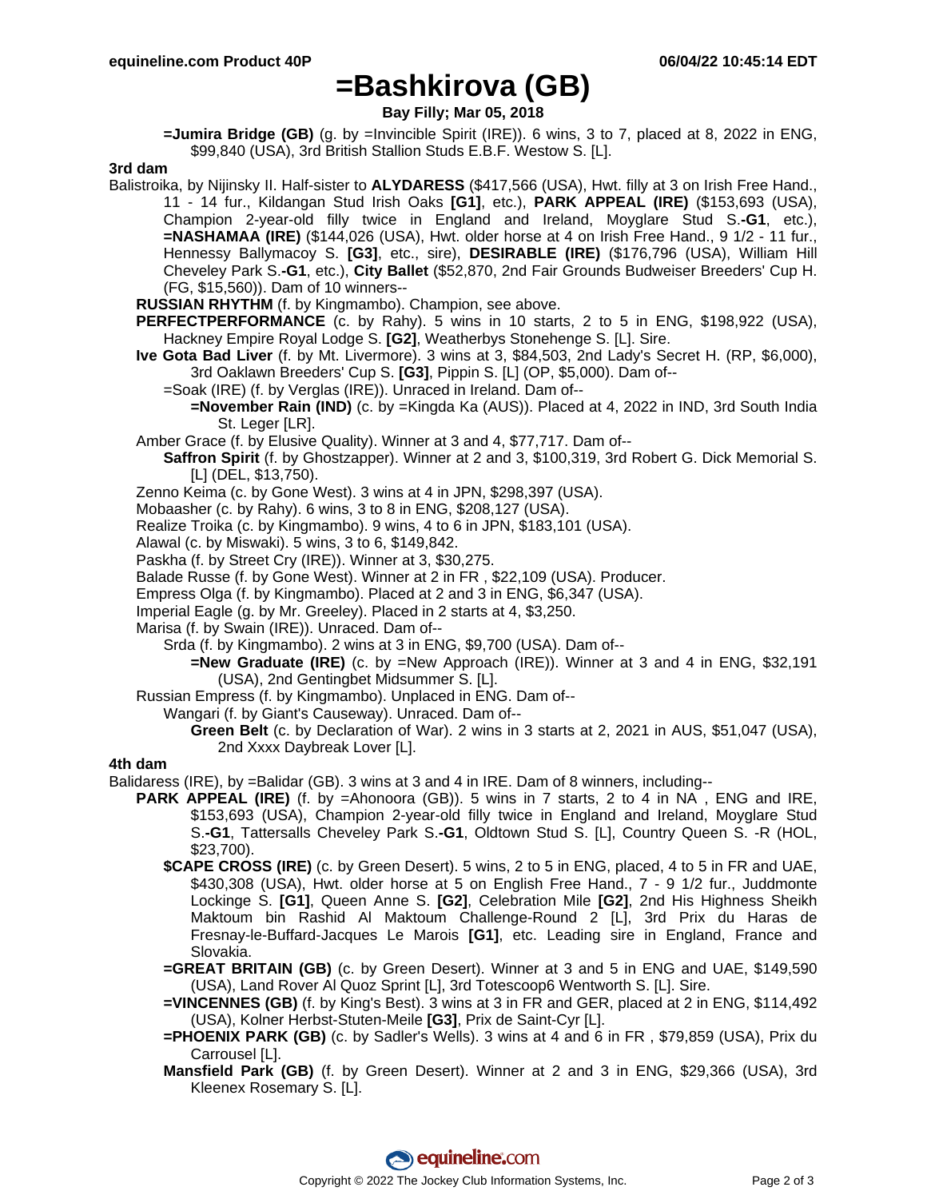# =Bashkirova (GB)

**Bay Filly; Mar 05, 2018**

**=Jumira Bridge (GB)** (g. by =Invincible Spirit (IRE)). 6 wins, 3 to 7, placed at 8, 2022 in ENG, $99,840 (USA), 3rd British Stallion Studs E.B.F. Westow S. [L].

**3rd dam**

Balistroika, by Nijinsky II. Half-sister to **ALYDARESS** ($417,566 (USA), Hwt. filly at 3 on Irish Free Hand., 11 - 14 fur., Kildangan Stud Irish Oaks **[G1]**, etc.), **PARK APPEAL (IRE)** ($153,693 (USA), Champion 2-year-old filly twice in England and Ireland, Moyglare Stud S.**-G1**, etc.), **=NASHAMAA (IRE)** ($144,026 (USA), Hwt. older horse at 4 on Irish Free Hand., 9 1/2 - 11 fur., Hennessy Ballymacoy S. **[G3]**, etc., sire), **DESIRABLE (IRE)** ($176,796 (USA), William Hill Cheveley Park S.**-G1**, etc.), **City Ballet** ($52,870, 2nd Fair Grounds Budweiser Breeders' Cup H. (FG, $15,560)). Dam of 10 winners--

- **RUSSIAN RHYTHM** (f. by Kingmambo). Champion, see above.
- **PERFECTPERFORMANCE** (c. by Rahy). 5 wins in 10 starts, 2 to 5 in ENG, $198,922 (USA), Hackney Empire Royal Lodge S. **[G2]**, Weatherbys Stonehenge S. [L]. Sire.
- **Ive Gota Bad Liver** (f. by Mt. Livermore). 3 wins at 3, $84,503, 2nd Lady's Secret H. (RP, $6,000), 3rd Oaklawn Breeders' Cup S. **[G3]**, Pippin S. [L] (OP, $5,000). Dam of--
  - =Soak (IRE) (f. by Verglas (IRE)). Unraced in Ireland. Dam of--
    - **=November Rain (IND)** (c. by =Kingda Ka (AUS)). Placed at 4, 2022 in IND, 3rd South India St. Leger [LR].
- Amber Grace (f. by Elusive Quality). Winner at 3 and 4, $77,717. Dam of--
  - **Saffron Spirit** (f. by Ghostzapper). Winner at 2 and 3, $100,319, 3rd Robert G. Dick Memorial S. [L] (DEL, $13,750).
- Zenno Keima (c. by Gone West). 3 wins at 4 in JPN, $298,397 (USA).
- Mobaasher (c. by Rahy). 6 wins, 3 to 8 in ENG, $208,127 (USA).
- Realize Troika (c. by Kingmambo). 9 wins, 4 to 6 in JPN, $183,101 (USA).
- Alawal (c. by Miswaki). 5 wins, 3 to 6, $149,842.
- Paskha (f. by Street Cry (IRE)). Winner at 3, $30,275.
- Balade Russe (f. by Gone West). Winner at 2 in FR , $22,109 (USA). Producer.
- Empress Olga (f. by Kingmambo). Placed at 2 and 3 in ENG, $6,347 (USA).
- Imperial Eagle (g. by Mr. Greeley). Placed in 2 starts at 4, $3,250.
- Marisa (f. by Swain (IRE)). Unraced. Dam of--
  - Srda (f. by Kingmambo). 2 wins at 3 in ENG, $9,700 (USA). Dam of--
    - **=New Graduate (IRE)** (c. by =New Approach (IRE)). Winner at 3 and 4 in ENG, $32,191 (USA), 2nd Gentingbet Midsummer S. [L].
- Russian Empress (f. by Kingmambo). Unplaced in ENG. Dam of--
  - Wangari (f. by Giant's Causeway). Unraced. Dam of--
    - **Green Belt** (c. by Declaration of War). 2 wins in 3 starts at 2, 2021 in AUS, $51,047 (USA), 2nd Xxxx Daybreak Lover [L].

**4th dam**

Balidaress (IRE), by =Balidar (GB). 3 wins at 3 and 4 in IRE. Dam of 8 winners, including--

- **PARK APPEAL (IRE)** (f. by =Ahonoora (GB)). 5 wins in 7 starts, 2 to 4 in NA , ENG and IRE, $153,693 (USA), Champion 2-year-old filly twice in England and Ireland, Moyglare Stud S.**-G1**, Tattersalls Cheveley Park S.**-G1**, Oldtown Stud S. [L], Country Queen S. -R (HOL, $23,700).
  - **$CAPE CROSS (IRE)** (c. by Green Desert). 5 wins, 2 to 5 in ENG, placed, 4 to 5 in FR and UAE, $430,308 (USA), Hwt. older horse at 5 on English Free Hand., 7 - 9 1/2 fur., Juddmonte Lockinge S. **[G1]**, Queen Anne S. **[G2]**, Celebration Mile **[G2]**, 2nd His Highness Sheikh Maktoum bin Rashid Al Maktoum Challenge-Round 2 [L], 3rd Prix du Haras de Fresnay-le-Buffard-Jacques Le Marois **[G1]**, etc. Leading sire in England, France and Slovakia.
  - **=GREAT BRITAIN (GB)** (c. by Green Desert). Winner at 3 and 5 in ENG and UAE, $149,590 (USA), Land Rover Al Quoz Sprint [L], 3rd Totescoop6 Wentworth S. [L]. Sire.
  - **=VINCENNES (GB)** (f. by King's Best). 3 wins at 3 in FR and GER, placed at 2 in ENG, $114,492 (USA), Kolner Herbst-Stuten-Meile **[G3]**, Prix de Saint-Cyr [L].
  - **=PHOENIX PARK (GB)** (c. by Sadler's Wells). 3 wins at 4 and 6 in FR , $79,859 (USA), Prix du Carrousel [L].
  - **Mansfield Park (GB)** (f. by Green Desert). Winner at 2 and 3 in ENG, $29,366 (USA), 3rd Kleenex Rosemary S. [L].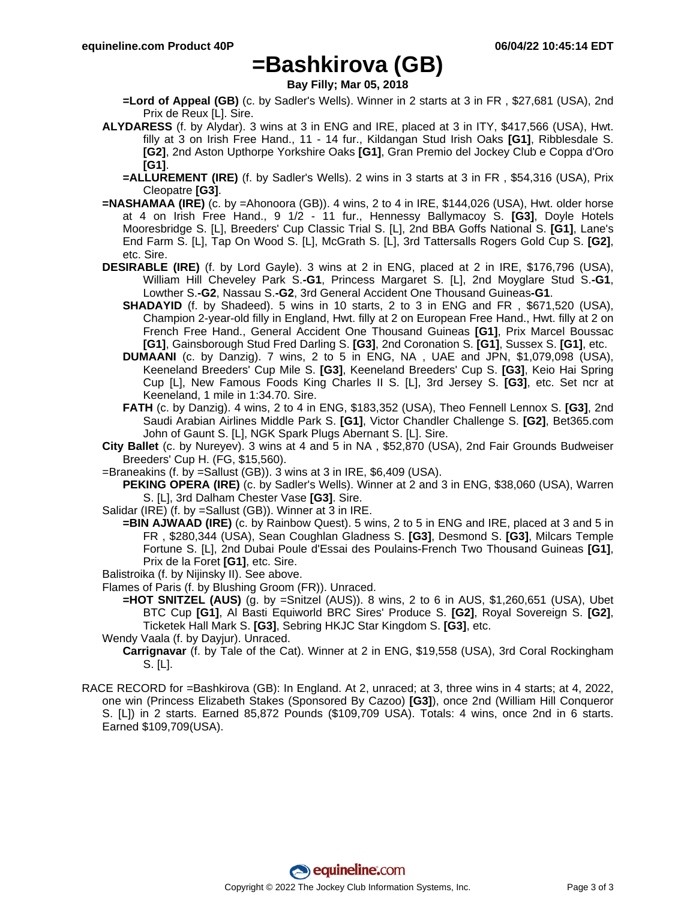# =Bashkirova (GB)

**Bay Filly; Mar 05, 2018**

**=Lord of Appeal (GB)** (c. by Sadler's Wells). Winner in 2 starts at 3 in FR , $27,681 (USA), 2nd Prix de Reux [L]. Sire.

**ALYDARESS** (f. by Alydar). 3 wins at 3 in ENG and IRE, placed at 3 in ITY, $417,566 (USA), Hwt. filly at 3 on Irish Free Hand., 11 - 14 fur., Kildangan Stud Irish Oaks **[G1]**, Ribblesdale S. **[G2]**, 2nd Aston Upthorpe Yorkshire Oaks **[G1]**, Gran Premio del Jockey Club e Coppa d'Oro **[G1]**.

**=ALLUREMENT (IRE)** (f. by Sadler's Wells). 2 wins in 3 starts at 3 in FR , $54,316 (USA), Prix Cleopatre **[G3]**.

**=NASHAMAA (IRE)** (c. by =Ahonoora (GB)). 4 wins, 2 to 4 in IRE, $144,026 (USA), Hwt. older horse at 4 on Irish Free Hand., 9 1/2 - 11 fur., Hennessy Ballymacoy S. **[G3]**, Doyle Hotels Mooresbridge S. [L], Breeders' Cup Classic Trial S. [L], 2nd BBA Goffs National S. **[G1]**, Lane's End Farm S. [L], Tap On Wood S. [L], McGrath S. [L], 3rd Tattersalls Rogers Gold Cup S. **[G2]**, etc. Sire.

**DESIRABLE (IRE)** (f. by Lord Gayle). 3 wins at 2 in ENG, placed at 2 in IRE, $176,796 (USA), William Hill Cheveley Park S.**-G1**, Princess Margaret S. [L], 2nd Moyglare Stud S.**-G1**, Lowther S.**-G2**, Nassau S.**-G2**, 3rd General Accident One Thousand Guineas**-G1**.

**SHADAYID** (f. by Shadeed). 5 wins in 10 starts, 2 to 3 in ENG and FR , $671,520 (USA), Champion 2-year-old filly in England, Hwt. filly at 2 on European Free Hand., Hwt. filly at 2 on French Free Hand., General Accident One Thousand Guineas **[G1]**, Prix Marcel Boussac **[G1]**, Gainsborough Stud Fred Darling S. **[G3]**, 2nd Coronation S. **[G1]**, Sussex S. **[G1]**, etc.

**DUMAANI** (c. by Danzig). 7 wins, 2 to 5 in ENG, NA , UAE and JPN, $1,079,098 (USA), Keeneland Breeders' Cup Mile S. **[G3]**, Keeneland Breeders' Cup S. **[G3]**, Keio Hai Spring Cup [L], New Famous Foods King Charles II S. [L], 3rd Jersey S. **[G3]**, etc. Set ncr at Keeneland, 1 mile in 1:34.70. Sire.

**FATH** (c. by Danzig). 4 wins, 2 to 4 in ENG, $183,352 (USA), Theo Fennell Lennox S. **[G3]**, 2nd Saudi Arabian Airlines Middle Park S. **[G1]**, Victor Chandler Challenge S. **[G2]**, Bet365.com John of Gaunt S. [L], NGK Spark Plugs Abernant S. [L]. Sire.

**City Ballet** (c. by Nureyev). 3 wins at 4 and 5 in NA , $52,870 (USA), 2nd Fair Grounds Budweiser Breeders' Cup H. (FG, $15,560).

=Braneakins (f. by =Sallust (GB)). 3 wins at 3 in IRE, $6,409 (USA).

**PEKING OPERA (IRE)** (c. by Sadler's Wells). Winner at 2 and 3 in ENG, $38,060 (USA), Warren S. [L], 3rd Dalham Chester Vase **[G3]**. Sire.

Salidar (IRE) (f. by =Sallust (GB)). Winner at 3 in IRE.

**=BIN AJWAAD (IRE)** (c. by Rainbow Quest). 5 wins, 2 to 5 in ENG and IRE, placed at 3 and 5 in FR , $280,344 (USA), Sean Coughlan Gladness S. **[G3]**, Desmond S. **[G3]**, Milcars Temple Fortune S. [L], 2nd Dubai Poule d'Essai des Poulains-French Two Thousand Guineas **[G1]**, Prix de la Foret **[G1]**, etc. Sire.

Balistroika (f. by Nijinsky II). See above.

Flames of Paris (f. by Blushing Groom (FR)). Unraced.

**=HOT SNITZEL (AUS)** (g. by =Snitzel (AUS)). 8 wins, 2 to 6 in AUS, $1,260,651 (USA), Ubet BTC Cup **[G1]**, Al Basti Equiworld BRC Sires' Produce S. **[G2]**, Royal Sovereign S. **[G2]**, Ticketek Hall Mark S. **[G3]**, Sebring HKJC Star Kingdom S. **[G3]**, etc.

Wendy Vaala (f. by Dayjur). Unraced.

**Carrignavar** (f. by Tale of the Cat). Winner at 2 in ENG, $19,558 (USA), 3rd Coral Rockingham S. [L].

RACE RECORD for =Bashkirova (GB): In England. At 2, unraced; at 3, three wins in 4 starts; at 4, 2022, one win (Princess Elizabeth Stakes (Sponsored By Cazoo) **[G3]**), once 2nd (William Hill Conqueror S. [L]) in 2 starts. Earned 85,872 Pounds ($109,709 USA). Totals: 4 wins, once 2nd in 6 starts. Earned $109,709(USA).